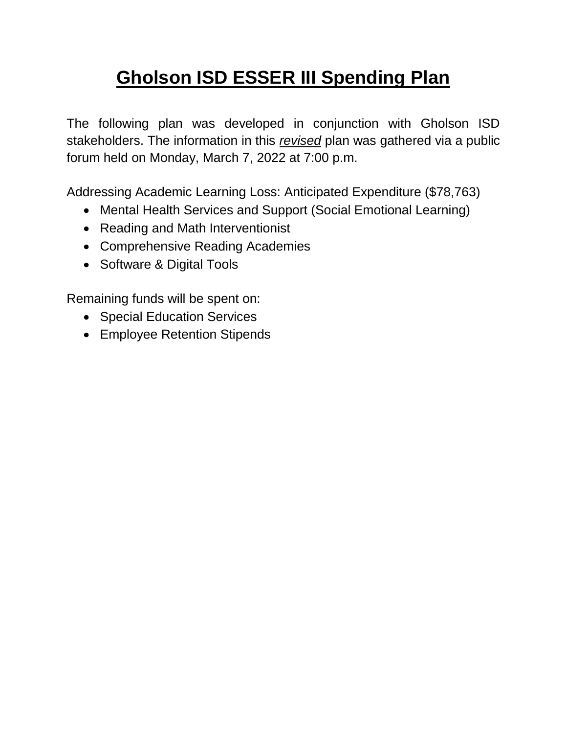# Gholson ISD ESSER III Spending Plan

The following plan was developed in conjunction with Gholson ISD stakeholders. The information in this ***revised*** plan was gathered via a public forum held on Monday, March 7, 2022 at 7:00 p.m.

Addressing Academic Learning Loss: Anticipated Expenditure ($78,763)

- Mental Health Services and Support (Social Emotional Learning)
- Reading and Math Interventionist
- Comprehensive Reading Academies
- Software & Digital Tools

Remaining funds will be spent on:

- Special Education Services
- Employee Retention Stipends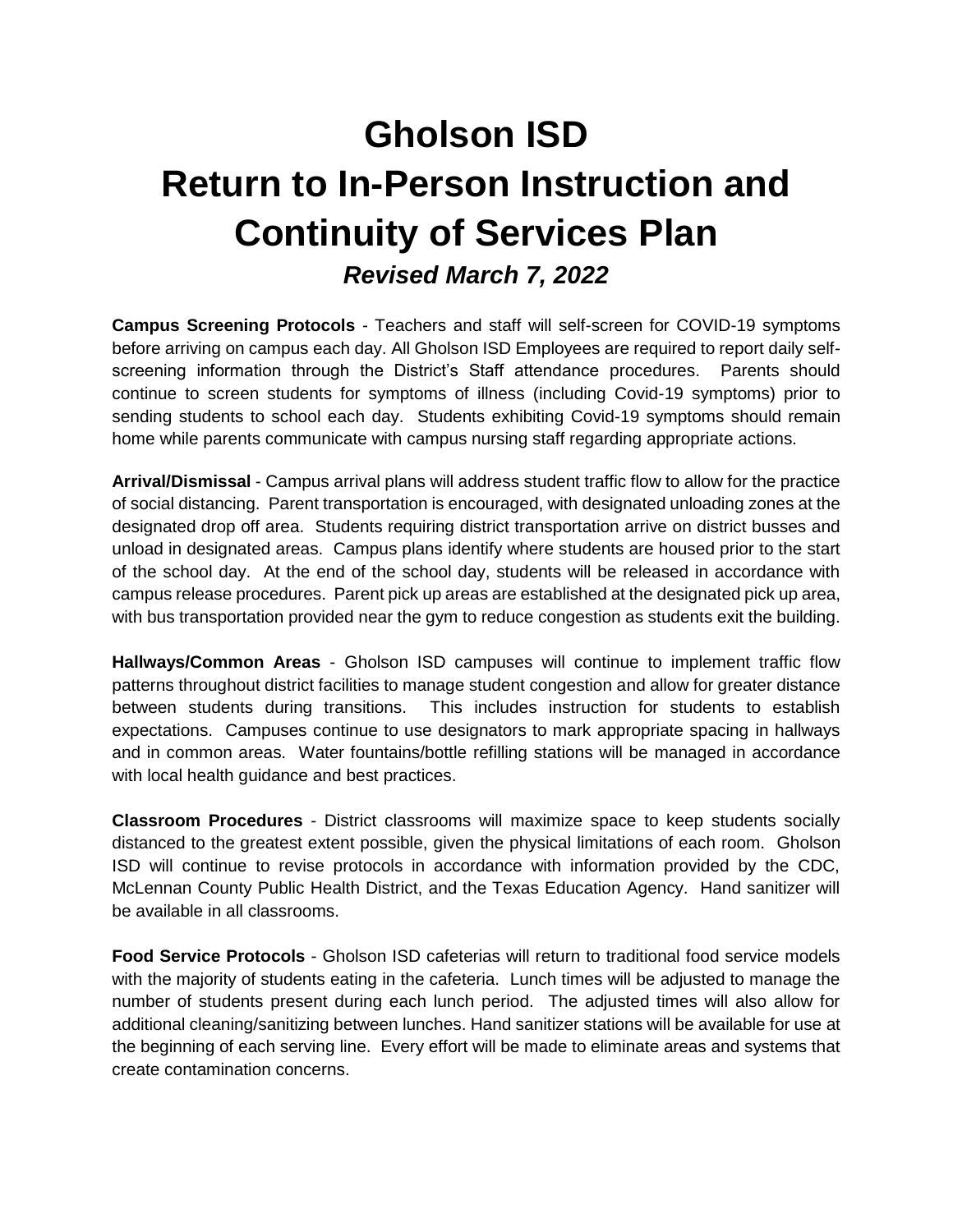# Gholson ISD

# Return to In-Person Instruction and Continuity of Services Plan

### *Revised March 7, 2022*

**Campus Screening Protocols** - Teachers and staff will self-screen for COVID-19 symptoms before arriving on campus each day. All Gholson ISD Employees are required to report daily self-screening information through the District's Staff attendance procedures. Parents should continue to screen students for symptoms of illness (including Covid-19 symptoms) prior to sending students to school each day. Students exhibiting Covid-19 symptoms should remain home while parents communicate with campus nursing staff regarding appropriate actions.

**Arrival/Dismissal** - Campus arrival plans will address student traffic flow to allow for the practice of social distancing. Parent transportation is encouraged, with designated unloading zones at the designated drop off area. Students requiring district transportation arrive on district busses and unload in designated areas. Campus plans identify where students are housed prior to the start of the school day. At the end of the school day, students will be released in accordance with campus release procedures. Parent pick up areas are established at the designated pick up area, with bus transportation provided near the gym to reduce congestion as students exit the building.

**Hallways/Common Areas** - Gholson ISD campuses will continue to implement traffic flow patterns throughout district facilities to manage student congestion and allow for greater distance between students during transitions. This includes instruction for students to establish expectations. Campuses continue to use designators to mark appropriate spacing in hallways and in common areas. Water fountains/bottle refilling stations will be managed in accordance with local health guidance and best practices.

**Classroom Procedures** - District classrooms will maximize space to keep students socially distanced to the greatest extent possible, given the physical limitations of each room. Gholson ISD will continue to revise protocols in accordance with information provided by the CDC, McLennan County Public Health District, and the Texas Education Agency. Hand sanitizer will be available in all classrooms.

**Food Service Protocols** - Gholson ISD cafeterias will return to traditional food service models with the majority of students eating in the cafeteria. Lunch times will be adjusted to manage the number of students present during each lunch period. The adjusted times will also allow for additional cleaning/sanitizing between lunches. Hand sanitizer stations will be available for use at the beginning of each serving line. Every effort will be made to eliminate areas and systems that create contamination concerns.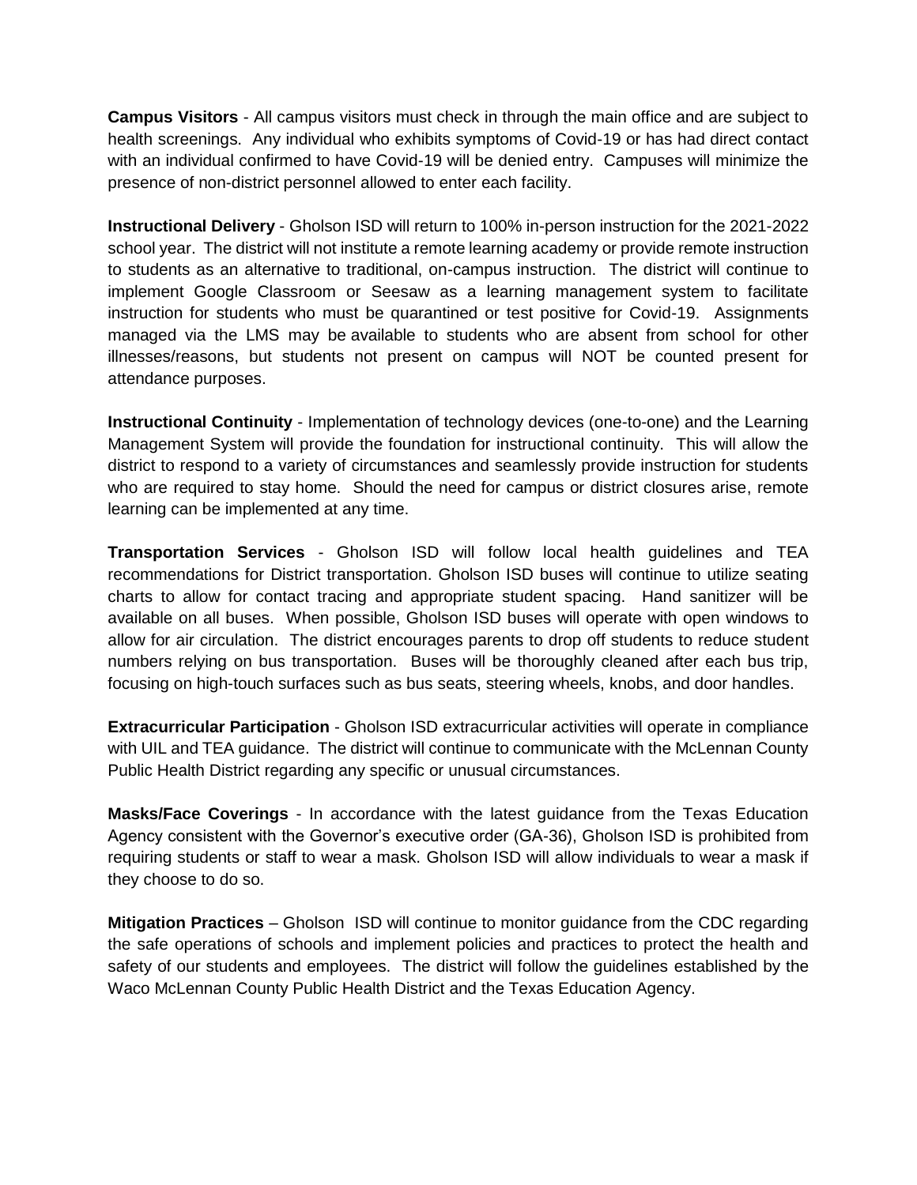**Campus Visitors** - All campus visitors must check in through the main office and are subject to health screenings. Any individual who exhibits symptoms of Covid-19 or has had direct contact with an individual confirmed to have Covid-19 will be denied entry. Campuses will minimize the presence of non-district personnel allowed to enter each facility.

**Instructional Delivery** - Gholson ISD will return to 100% in-person instruction for the 2021-2022 school year. The district will not institute a remote learning academy or provide remote instruction to students as an alternative to traditional, on-campus instruction. The district will continue to implement Google Classroom or Seesaw as a learning management system to facilitate instruction for students who must be quarantined or test positive for Covid-19. Assignments managed via the LMS may be available to students who are absent from school for other illnesses/reasons, but students not present on campus will NOT be counted present for attendance purposes.

**Instructional Continuity** - Implementation of technology devices (one-to-one) and the Learning Management System will provide the foundation for instructional continuity. This will allow the district to respond to a variety of circumstances and seamlessly provide instruction for students who are required to stay home. Should the need for campus or district closures arise, remote learning can be implemented at any time.

**Transportation Services** - Gholson ISD will follow local health guidelines and TEA recommendations for District transportation. Gholson ISD buses will continue to utilize seating charts to allow for contact tracing and appropriate student spacing. Hand sanitizer will be available on all buses. When possible, Gholson ISD buses will operate with open windows to allow for air circulation. The district encourages parents to drop off students to reduce student numbers relying on bus transportation. Buses will be thoroughly cleaned after each bus trip, focusing on high-touch surfaces such as bus seats, steering wheels, knobs, and door handles.

**Extracurricular Participation** - Gholson ISD extracurricular activities will operate in compliance with UIL and TEA guidance. The district will continue to communicate with the McLennan County Public Health District regarding any specific or unusual circumstances.

**Masks/Face Coverings** - In accordance with the latest guidance from the Texas Education Agency consistent with the Governor's executive order (GA-36), Gholson ISD is prohibited from requiring students or staff to wear a mask. Gholson ISD will allow individuals to wear a mask if they choose to do so.

**Mitigation Practices** – Gholson ISD will continue to monitor guidance from the CDC regarding the safe operations of schools and implement policies and practices to protect the health and safety of our students and employees. The district will follow the guidelines established by the Waco McLennan County Public Health District and the Texas Education Agency.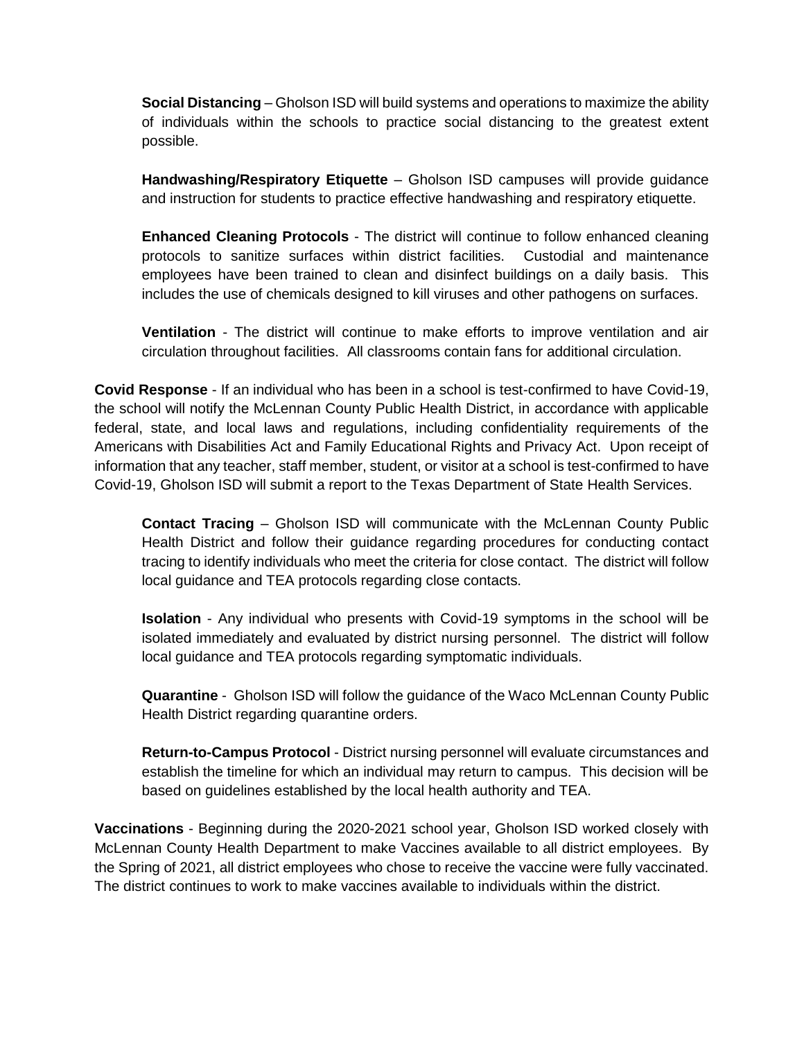**Social Distancing** – Gholson ISD will build systems and operations to maximize the ability of individuals within the schools to practice social distancing to the greatest extent possible.

**Handwashing/Respiratory Etiquette** – Gholson ISD campuses will provide guidance and instruction for students to practice effective handwashing and respiratory etiquette.

**Enhanced Cleaning Protocols** - The district will continue to follow enhanced cleaning protocols to sanitize surfaces within district facilities. Custodial and maintenance employees have been trained to clean and disinfect buildings on a daily basis. This includes the use of chemicals designed to kill viruses and other pathogens on surfaces.

**Ventilation** - The district will continue to make efforts to improve ventilation and air circulation throughout facilities. All classrooms contain fans for additional circulation.

**Covid Response** - If an individual who has been in a school is test-confirmed to have Covid-19, the school will notify the McLennan County Public Health District, in accordance with applicable federal, state, and local laws and regulations, including confidentiality requirements of the Americans with Disabilities Act and Family Educational Rights and Privacy Act. Upon receipt of information that any teacher, staff member, student, or visitor at a school is test-confirmed to have Covid-19, Gholson ISD will submit a report to the Texas Department of State Health Services.

**Contact Tracing** – Gholson ISD will communicate with the McLennan County Public Health District and follow their guidance regarding procedures for conducting contact tracing to identify individuals who meet the criteria for close contact. The district will follow local guidance and TEA protocols regarding close contacts.

**Isolation** - Any individual who presents with Covid-19 symptoms in the school will be isolated immediately and evaluated by district nursing personnel. The district will follow local guidance and TEA protocols regarding symptomatic individuals.

**Quarantine** - Gholson ISD will follow the guidance of the Waco McLennan County Public Health District regarding quarantine orders.

**Return-to-Campus Protocol** - District nursing personnel will evaluate circumstances and establish the timeline for which an individual may return to campus. This decision will be based on guidelines established by the local health authority and TEA.

**Vaccinations** - Beginning during the 2020-2021 school year, Gholson ISD worked closely with McLennan County Health Department to make Vaccines available to all district employees. By the Spring of 2021, all district employees who chose to receive the vaccine were fully vaccinated. The district continues to work to make vaccines available to individuals within the district.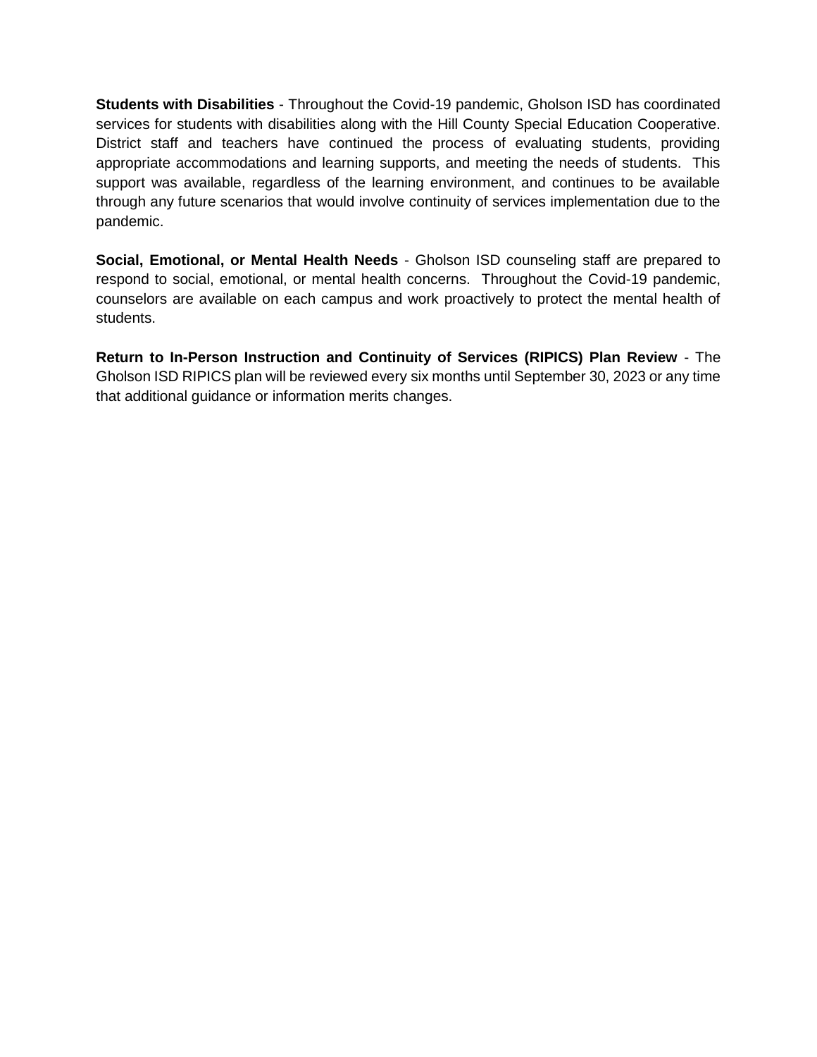**Students with Disabilities** - Throughout the Covid-19 pandemic, Gholson ISD has coordinated services for students with disabilities along with the Hill County Special Education Cooperative. District staff and teachers have continued the process of evaluating students, providing appropriate accommodations and learning supports, and meeting the needs of students. This support was available, regardless of the learning environment, and continues to be available through any future scenarios that would involve continuity of services implementation due to the pandemic.

**Social, Emotional, or Mental Health Needs** - Gholson ISD counseling staff are prepared to respond to social, emotional, or mental health concerns. Throughout the Covid-19 pandemic, counselors are available on each campus and work proactively to protect the mental health of students.

**Return to In-Person Instruction and Continuity of Services (RIPICS) Plan Review** - The Gholson ISD RIPICS plan will be reviewed every six months until September 30, 2023 or any time that additional guidance or information merits changes.